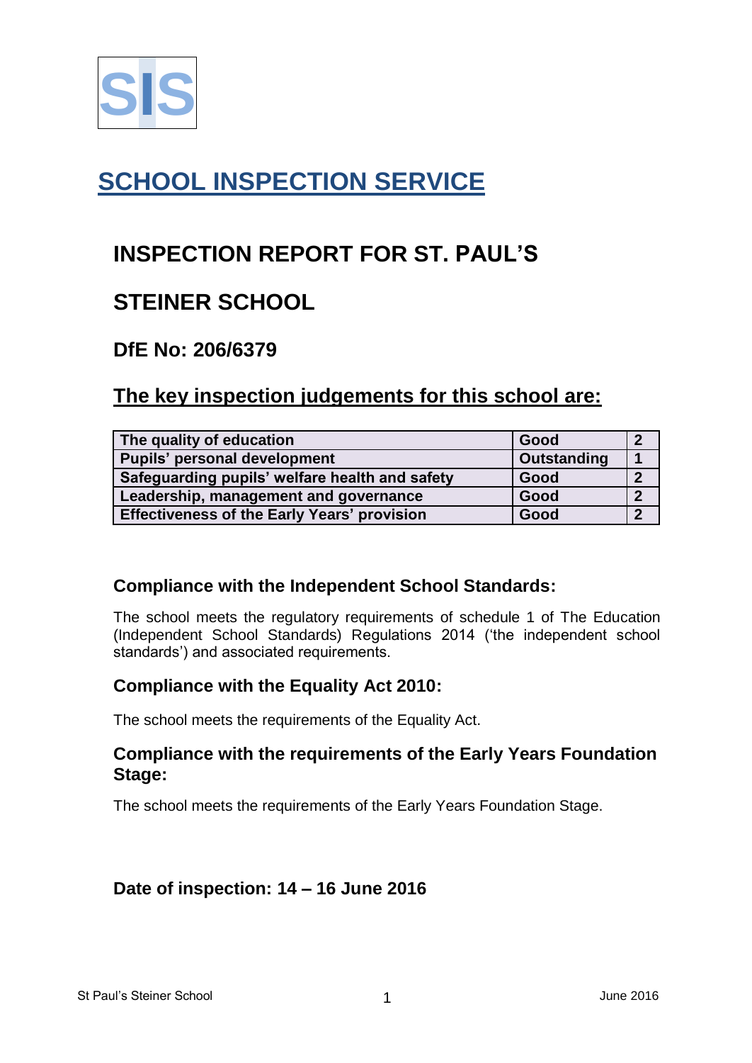SIS

# SCHOOL INSPECTION SERVICE

## INSPECTION REPORT FOR ST. PAUL'S STEINER SCHOOL

### DfE No: 206/6379

### The key inspection judgements for this school are:

| | | |
|---|---|---|
| **The quality of education** | **Good** | **2** |
| **Pupils' personal development** | **Outstanding** | **1** |
| **Safeguarding pupils' welfare health and safety** | **Good** | **2** |
| **Leadership, management and governance** | **Good** | **2** |
| **Effectiveness of the Early Years' provision** | **Good** | **2** |

### Compliance with the Independent School Standards:

The school meets the regulatory requirements of schedule 1 of The Education (Independent School Standards) Regulations 2014 ('the independent school standards') and associated requirements.

### Compliance with the Equality Act 2010:

The school meets the requirements of the Equality Act.

### Compliance with the requirements of the Early Years Foundation Stage:

The school meets the requirements of the Early Years Foundation Stage.

### Date of inspection: 14 – 16 June 2016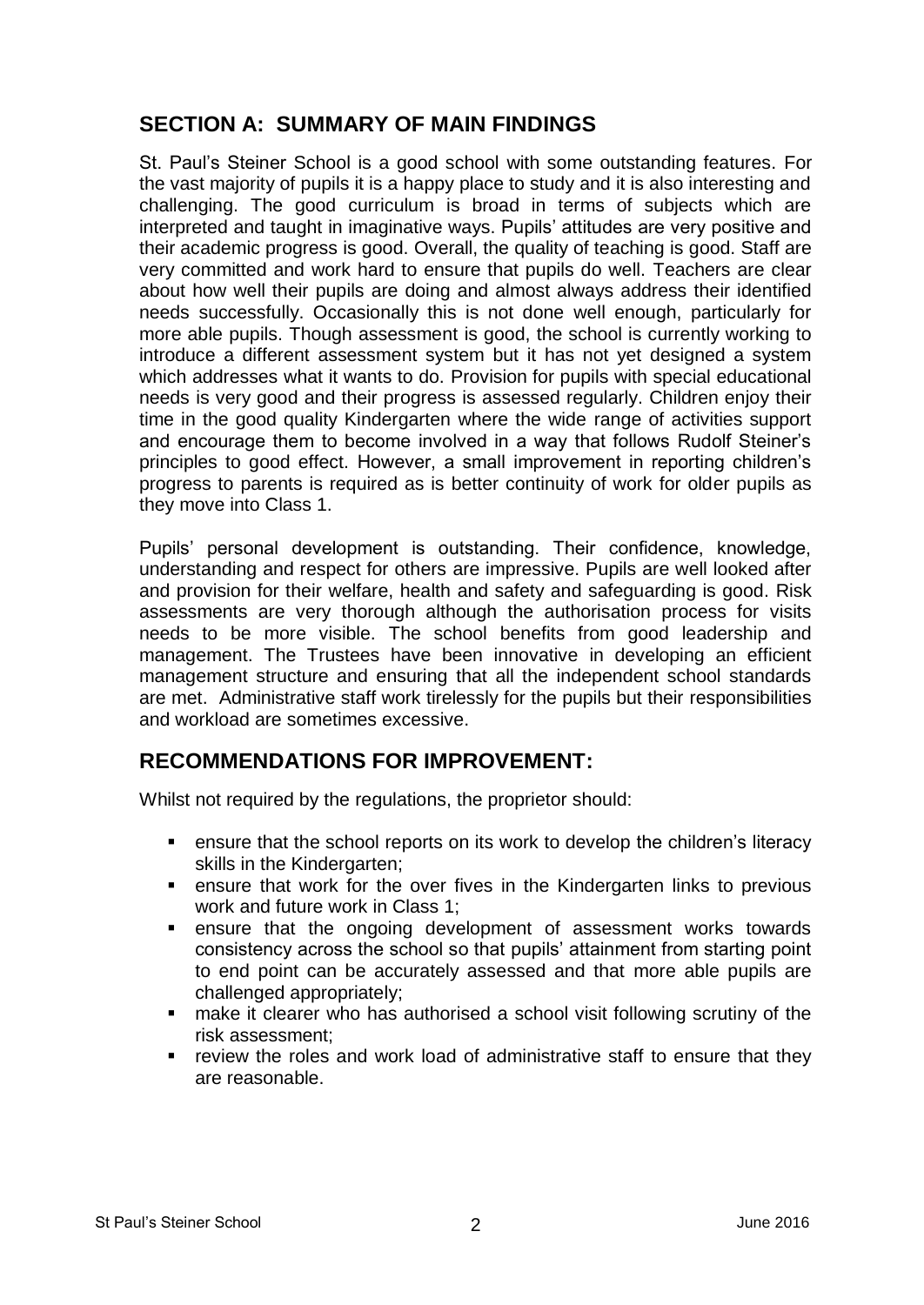## SECTION A: SUMMARY OF MAIN FINDINGS

St. Paul's Steiner School is a good school with some outstanding features. For the vast majority of pupils it is a happy place to study and it is also interesting and challenging. The good curriculum is broad in terms of subjects which are interpreted and taught in imaginative ways. Pupils' attitudes are very positive and their academic progress is good. Overall, the quality of teaching is good. Staff are very committed and work hard to ensure that pupils do well. Teachers are clear about how well their pupils are doing and almost always address their identified needs successfully. Occasionally this is not done well enough, particularly for more able pupils. Though assessment is good, the school is currently working to introduce a different assessment system but it has not yet designed a system which addresses what it wants to do. Provision for pupils with special educational needs is very good and their progress is assessed regularly. Children enjoy their time in the good quality Kindergarten where the wide range of activities support and encourage them to become involved in a way that follows Rudolf Steiner's principles to good effect. However, a small improvement in reporting children's progress to parents is required as is better continuity of work for older pupils as they move into Class 1.

Pupils' personal development is outstanding. Their confidence, knowledge, understanding and respect for others are impressive. Pupils are well looked after and provision for their welfare, health and safety and safeguarding is good. Risk assessments are very thorough although the authorisation process for visits needs to be more visible. The school benefits from good leadership and management. The Trustees have been innovative in developing an efficient management structure and ensuring that all the independent school standards are met. Administrative staff work tirelessly for the pupils but their responsibilities and workload are sometimes excessive.

## RECOMMENDATIONS FOR IMPROVEMENT:

Whilst not required by the regulations, the proprietor should:

- ensure that the school reports on its work to develop the children's literacy skills in the Kindergarten;
- ensure that work for the over fives in the Kindergarten links to previous work and future work in Class 1;
- ensure that the ongoing development of assessment works towards consistency across the school so that pupils' attainment from starting point to end point can be accurately assessed and that more able pupils are challenged appropriately;
- make it clearer who has authorised a school visit following scrutiny of the risk assessment;
- review the roles and work load of administrative staff to ensure that they are reasonable.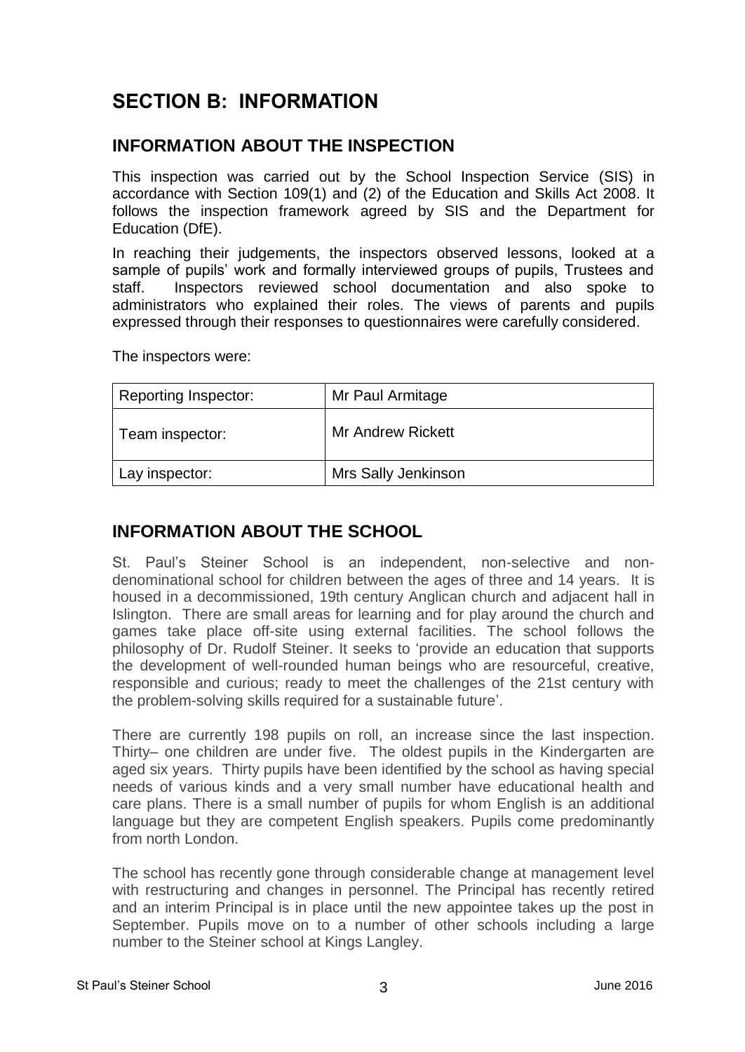# SECTION B: INFORMATION

## INFORMATION ABOUT THE INSPECTION

This inspection was carried out by the School Inspection Service (SIS) in accordance with Section 109(1) and (2) of the Education and Skills Act 2008. It follows the inspection framework agreed by SIS and the Department for Education (DfE).

In reaching their judgements, the inspectors observed lessons, looked at a sample of pupils' work and formally interviewed groups of pupils, Trustees and staff. Inspectors reviewed school documentation and also spoke to administrators who explained their roles. The views of parents and pupils expressed through their responses to questionnaires were carefully considered.

The inspectors were:

| | |
|---|---|
| Reporting Inspector: | Mr Paul Armitage |
| Team inspector: | Mr Andrew Rickett |
| Lay inspector: | Mrs Sally Jenkinson |

## INFORMATION ABOUT THE SCHOOL

St. Paul's Steiner School is an independent, non-selective and non-denominational school for children between the ages of three and 14 years. It is housed in a decommissioned, 19th century Anglican church and adjacent hall in Islington. There are small areas for learning and for play around the church and games take place off-site using external facilities. The school follows the philosophy of Dr. Rudolf Steiner. It seeks to 'provide an education that supports the development of well-rounded human beings who are resourceful, creative, responsible and curious; ready to meet the challenges of the 21st century with the problem-solving skills required for a sustainable future'.

There are currently 198 pupils on roll, an increase since the last inspection. Thirty– one children are under five. The oldest pupils in the Kindergarten are aged six years. Thirty pupils have been identified by the school as having special needs of various kinds and a very small number have educational health and care plans. There is a small number of pupils for whom English is an additional language but they are competent English speakers. Pupils come predominantly from north London.

The school has recently gone through considerable change at management level with restructuring and changes in personnel. The Principal has recently retired and an interim Principal is in place until the new appointee takes up the post in September. Pupils move on to a number of other schools including a large number to the Steiner school at Kings Langley.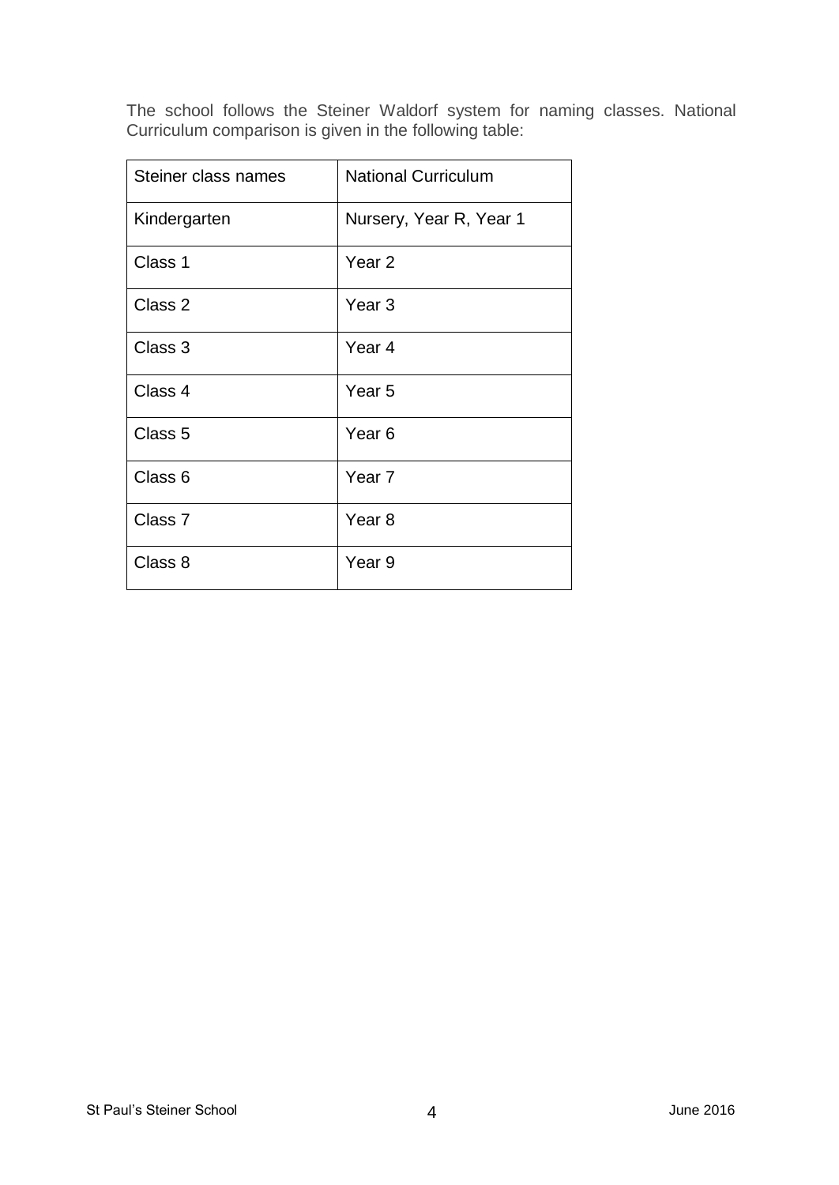The school follows the Steiner Waldorf system for naming classes. National Curriculum comparison is given in the following table:

| Steiner class names | National Curriculum |
|---|---|
| Kindergarten | Nursery, Year R, Year 1 |
| Class 1 | Year 2 |
| Class 2 | Year 3 |
| Class 3 | Year 4 |
| Class 4 | Year 5 |
| Class 5 | Year 6 |
| Class 6 | Year 7 |
| Class 7 | Year 8 |
| Class 8 | Year 9 |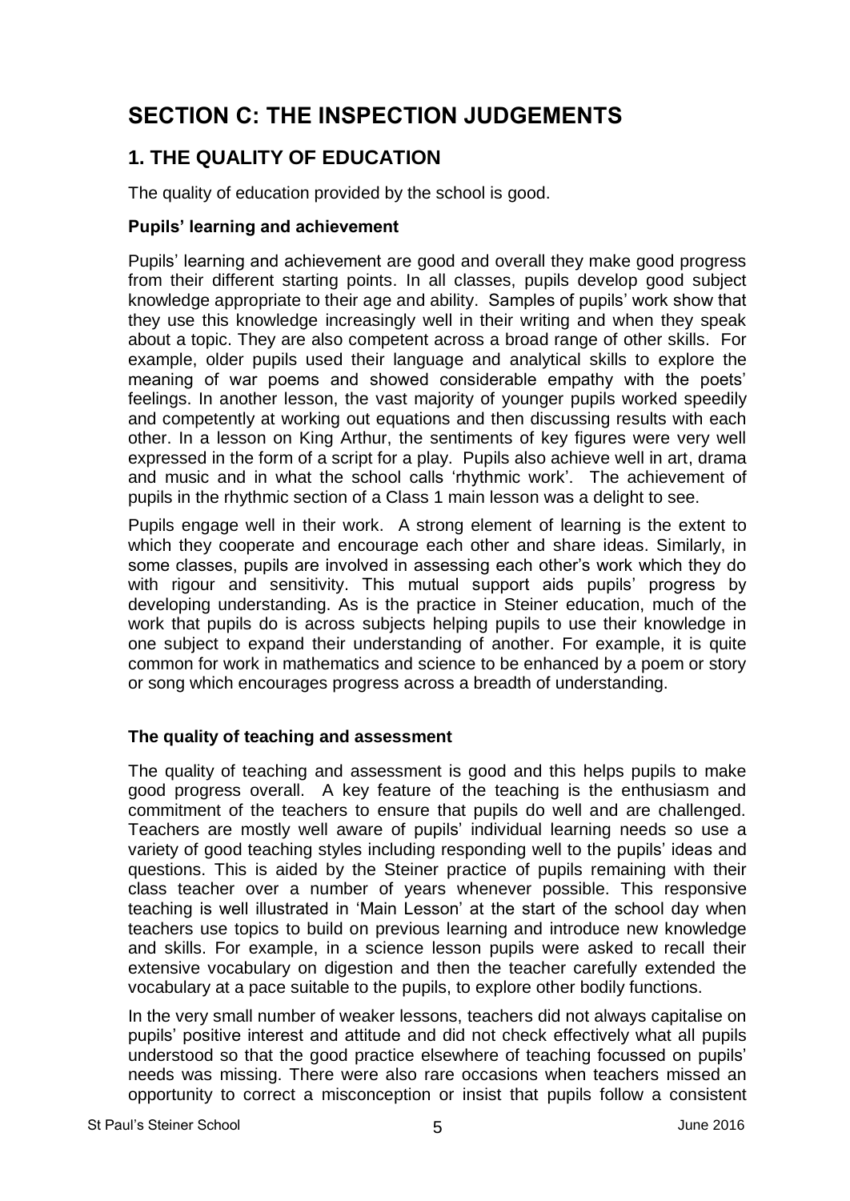# SECTION C: THE INSPECTION JUDGEMENTS

## 1. THE QUALITY OF EDUCATION

The quality of education provided by the school is good.

### Pupils' learning and achievement

Pupils' learning and achievement are good and overall they make good progress from their different starting points. In all classes, pupils develop good subject knowledge appropriate to their age and ability. Samples of pupils' work show that they use this knowledge increasingly well in their writing and when they speak about a topic. They are also competent across a broad range of other skills. For example, older pupils used their language and analytical skills to explore the meaning of war poems and showed considerable empathy with the poets' feelings. In another lesson, the vast majority of younger pupils worked speedily and competently at working out equations and then discussing results with each other. In a lesson on King Arthur, the sentiments of key figures were very well expressed in the form of a script for a play. Pupils also achieve well in art, drama and music and in what the school calls 'rhythmic work'. The achievement of pupils in the rhythmic section of a Class 1 main lesson was a delight to see.

Pupils engage well in their work. A strong element of learning is the extent to which they cooperate and encourage each other and share ideas. Similarly, in some classes, pupils are involved in assessing each other's work which they do with rigour and sensitivity. This mutual support aids pupils' progress by developing understanding. As is the practice in Steiner education, much of the work that pupils do is across subjects helping pupils to use their knowledge in one subject to expand their understanding of another. For example, it is quite common for work in mathematics and science to be enhanced by a poem or story or song which encourages progress across a breadth of understanding.

### The quality of teaching and assessment

The quality of teaching and assessment is good and this helps pupils to make good progress overall. A key feature of the teaching is the enthusiasm and commitment of the teachers to ensure that pupils do well and are challenged. Teachers are mostly well aware of pupils' individual learning needs so use a variety of good teaching styles including responding well to the pupils' ideas and questions. This is aided by the Steiner practice of pupils remaining with their class teacher over a number of years whenever possible. This responsive teaching is well illustrated in 'Main Lesson' at the start of the school day when teachers use topics to build on previous learning and introduce new knowledge and skills. For example, in a science lesson pupils were asked to recall their extensive vocabulary on digestion and then the teacher carefully extended the vocabulary at a pace suitable to the pupils, to explore other bodily functions.

In the very small number of weaker lessons, teachers did not always capitalise on pupils' positive interest and attitude and did not check effectively what all pupils understood so that the good practice elsewhere of teaching focussed on pupils' needs was missing. There were also rare occasions when teachers missed an opportunity to correct a misconception or insist that pupils follow a consistent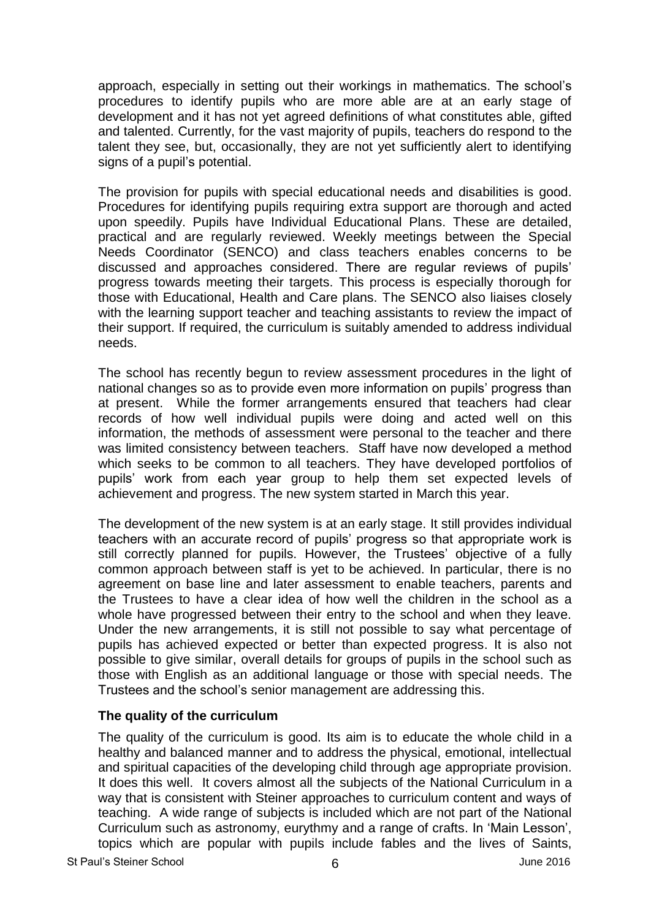approach, especially in setting out their workings in mathematics. The school's procedures to identify pupils who are more able are at an early stage of development and it has not yet agreed definitions of what constitutes able, gifted and talented. Currently, for the vast majority of pupils, teachers do respond to the talent they see, but, occasionally, they are not yet sufficiently alert to identifying signs of a pupil's potential.

The provision for pupils with special educational needs and disabilities is good. Procedures for identifying pupils requiring extra support are thorough and acted upon speedily. Pupils have Individual Educational Plans. These are detailed, practical and are regularly reviewed. Weekly meetings between the Special Needs Coordinator (SENCO) and class teachers enables concerns to be discussed and approaches considered. There are regular reviews of pupils' progress towards meeting their targets. This process is especially thorough for those with Educational, Health and Care plans. The SENCO also liaises closely with the learning support teacher and teaching assistants to review the impact of their support. If required, the curriculum is suitably amended to address individual needs.

The school has recently begun to review assessment procedures in the light of national changes so as to provide even more information on pupils' progress than at present. While the former arrangements ensured that teachers had clear records of how well individual pupils were doing and acted well on this information, the methods of assessment were personal to the teacher and there was limited consistency between teachers. Staff have now developed a method which seeks to be common to all teachers. They have developed portfolios of pupils' work from each year group to help them set expected levels of achievement and progress. The new system started in March this year.

The development of the new system is at an early stage. It still provides individual teachers with an accurate record of pupils' progress so that appropriate work is still correctly planned for pupils. However, the Trustees' objective of a fully common approach between staff is yet to be achieved. In particular, there is no agreement on base line and later assessment to enable teachers, parents and the Trustees to have a clear idea of how well the children in the school as a whole have progressed between their entry to the school and when they leave. Under the new arrangements, it is still not possible to say what percentage of pupils has achieved expected or better than expected progress. It is also not possible to give similar, overall details for groups of pupils in the school such as those with English as an additional language or those with special needs. The Trustees and the school's senior management are addressing this.

**The quality of the curriculum**

The quality of the curriculum is good. Its aim is to educate the whole child in a healthy and balanced manner and to address the physical, emotional, intellectual and spiritual capacities of the developing child through age appropriate provision. It does this well. It covers almost all the subjects of the National Curriculum in a way that is consistent with Steiner approaches to curriculum content and ways of teaching. A wide range of subjects is included which are not part of the National Curriculum such as astronomy, eurythmy and a range of crafts. In 'Main Lesson', topics which are popular with pupils include fables and the lives of Saints,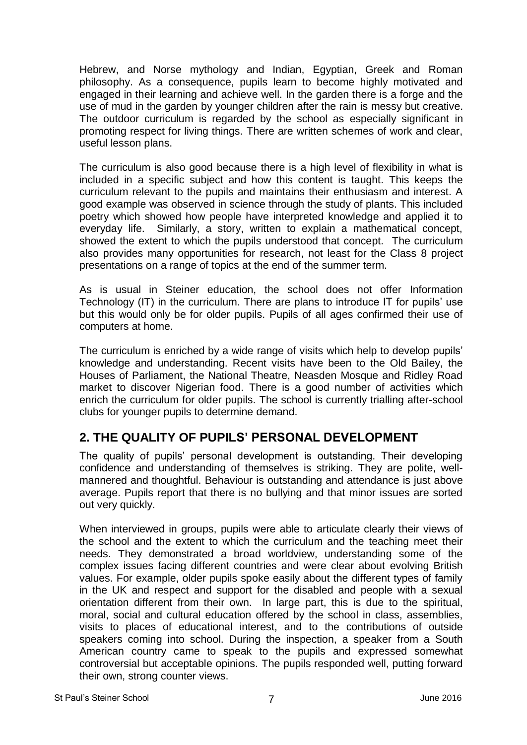Hebrew, and Norse mythology and Indian, Egyptian, Greek and Roman philosophy. As a consequence, pupils learn to become highly motivated and engaged in their learning and achieve well. In the garden there is a forge and the use of mud in the garden by younger children after the rain is messy but creative. The outdoor curriculum is regarded by the school as especially significant in promoting respect for living things. There are written schemes of work and clear, useful lesson plans.

The curriculum is also good because there is a high level of flexibility in what is included in a specific subject and how this content is taught. This keeps the curriculum relevant to the pupils and maintains their enthusiasm and interest. A good example was observed in science through the study of plants. This included poetry which showed how people have interpreted knowledge and applied it to everyday life. Similarly, a story, written to explain a mathematical concept, showed the extent to which the pupils understood that concept. The curriculum also provides many opportunities for research, not least for the Class 8 project presentations on a range of topics at the end of the summer term.

As is usual in Steiner education, the school does not offer Information Technology (IT) in the curriculum. There are plans to introduce IT for pupils' use but this would only be for older pupils. Pupils of all ages confirmed their use of computers at home.

The curriculum is enriched by a wide range of visits which help to develop pupils' knowledge and understanding. Recent visits have been to the Old Bailey, the Houses of Parliament, the National Theatre, Neasden Mosque and Ridley Road market to discover Nigerian food. There is a good number of activities which enrich the curriculum for older pupils. The school is currently trialling after-school clubs for younger pupils to determine demand.

## 2. THE QUALITY OF PUPILS' PERSONAL DEVELOPMENT

The quality of pupils' personal development is outstanding. Their developing confidence and understanding of themselves is striking. They are polite, well-mannered and thoughtful. Behaviour is outstanding and attendance is just above average. Pupils report that there is no bullying and that minor issues are sorted out very quickly.

When interviewed in groups, pupils were able to articulate clearly their views of the school and the extent to which the curriculum and the teaching meet their needs. They demonstrated a broad worldview, understanding some of the complex issues facing different countries and were clear about evolving British values. For example, older pupils spoke easily about the different types of family in the UK and respect and support for the disabled and people with a sexual orientation different from their own. In large part, this is due to the spiritual, moral, social and cultural education offered by the school in class, assemblies, visits to places of educational interest, and to the contributions of outside speakers coming into school. During the inspection, a speaker from a South American country came to speak to the pupils and expressed somewhat controversial but acceptable opinions. The pupils responded well, putting forward their own, strong counter views.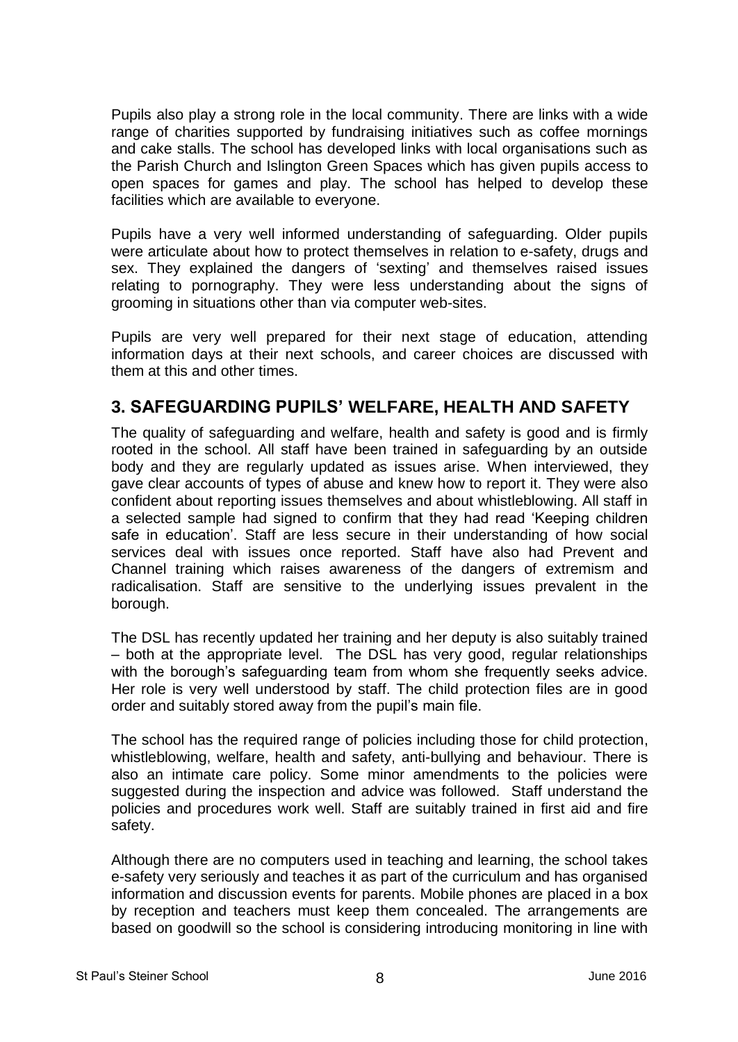Pupils also play a strong role in the local community. There are links with a wide range of charities supported by fundraising initiatives such as coffee mornings and cake stalls. The school has developed links with local organisations such as the Parish Church and Islington Green Spaces which has given pupils access to open spaces for games and play. The school has helped to develop these facilities which are available to everyone.

Pupils have a very well informed understanding of safeguarding. Older pupils were articulate about how to protect themselves in relation to e-safety, drugs and sex. They explained the dangers of 'sexting' and themselves raised issues relating to pornography. They were less understanding about the signs of grooming in situations other than via computer web-sites.

Pupils are very well prepared for their next stage of education, attending information days at their next schools, and career choices are discussed with them at this and other times.

## 3. SAFEGUARDING PUPILS' WELFARE, HEALTH AND SAFETY

The quality of safeguarding and welfare, health and safety is good and is firmly rooted in the school. All staff have been trained in safeguarding by an outside body and they are regularly updated as issues arise. When interviewed, they gave clear accounts of types of abuse and knew how to report it. They were also confident about reporting issues themselves and about whistleblowing. All staff in a selected sample had signed to confirm that they had read 'Keeping children safe in education'. Staff are less secure in their understanding of how social services deal with issues once reported. Staff have also had Prevent and Channel training which raises awareness of the dangers of extremism and radicalisation. Staff are sensitive to the underlying issues prevalent in the borough.

The DSL has recently updated her training and her deputy is also suitably trained – both at the appropriate level. The DSL has very good, regular relationships with the borough's safeguarding team from whom she frequently seeks advice. Her role is very well understood by staff. The child protection files are in good order and suitably stored away from the pupil's main file.

The school has the required range of policies including those for child protection, whistleblowing, welfare, health and safety, anti-bullying and behaviour. There is also an intimate care policy. Some minor amendments to the policies were suggested during the inspection and advice was followed. Staff understand the policies and procedures work well. Staff are suitably trained in first aid and fire safety.

Although there are no computers used in teaching and learning, the school takes e-safety very seriously and teaches it as part of the curriculum and has organised information and discussion events for parents. Mobile phones are placed in a box by reception and teachers must keep them concealed. The arrangements are based on goodwill so the school is considering introducing monitoring in line with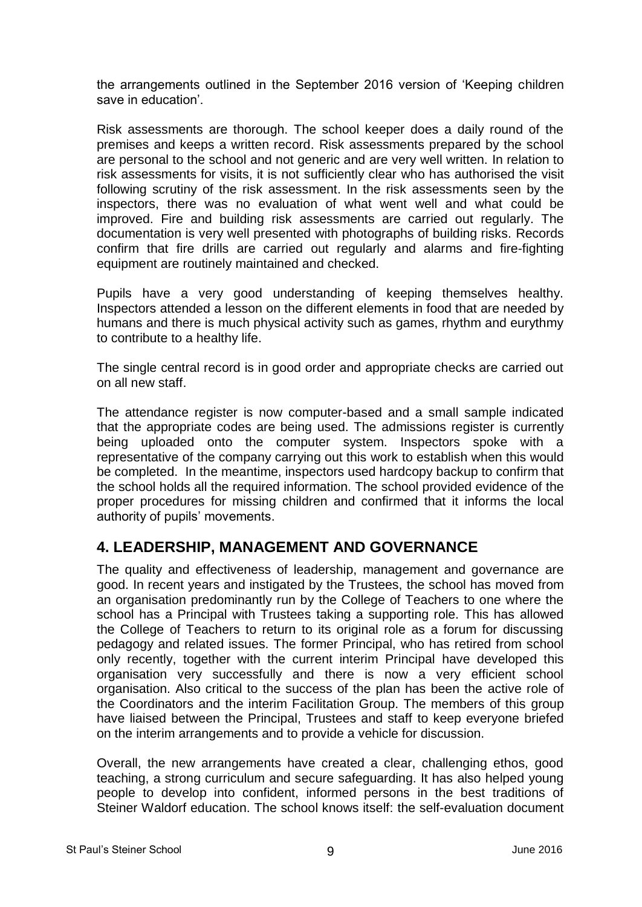the arrangements outlined in the September 2016 version of 'Keeping children save in education'.

Risk assessments are thorough. The school keeper does a daily round of the premises and keeps a written record. Risk assessments prepared by the school are personal to the school and not generic and are very well written. In relation to risk assessments for visits, it is not sufficiently clear who has authorised the visit following scrutiny of the risk assessment. In the risk assessments seen by the inspectors, there was no evaluation of what went well and what could be improved. Fire and building risk assessments are carried out regularly. The documentation is very well presented with photographs of building risks. Records confirm that fire drills are carried out regularly and alarms and fire-fighting equipment are routinely maintained and checked.

Pupils have a very good understanding of keeping themselves healthy. Inspectors attended a lesson on the different elements in food that are needed by humans and there is much physical activity such as games, rhythm and eurythmy to contribute to a healthy life.

The single central record is in good order and appropriate checks are carried out on all new staff.

The attendance register is now computer-based and a small sample indicated that the appropriate codes are being used. The admissions register is currently being uploaded onto the computer system. Inspectors spoke with a representative of the company carrying out this work to establish when this would be completed. In the meantime, inspectors used hardcopy backup to confirm that the school holds all the required information. The school provided evidence of the proper procedures for missing children and confirmed that it informs the local authority of pupils' movements.

## 4. LEADERSHIP, MANAGEMENT AND GOVERNANCE

The quality and effectiveness of leadership, management and governance are good. In recent years and instigated by the Trustees, the school has moved from an organisation predominantly run by the College of Teachers to one where the school has a Principal with Trustees taking a supporting role. This has allowed the College of Teachers to return to its original role as a forum for discussing pedagogy and related issues. The former Principal, who has retired from school only recently, together with the current interim Principal have developed this organisation very successfully and there is now a very efficient school organisation. Also critical to the success of the plan has been the active role of the Coordinators and the interim Facilitation Group. The members of this group have liaised between the Principal, Trustees and staff to keep everyone briefed on the interim arrangements and to provide a vehicle for discussion.

Overall, the new arrangements have created a clear, challenging ethos, good teaching, a strong curriculum and secure safeguarding. It has also helped young people to develop into confident, informed persons in the best traditions of Steiner Waldorf education. The school knows itself: the self-evaluation document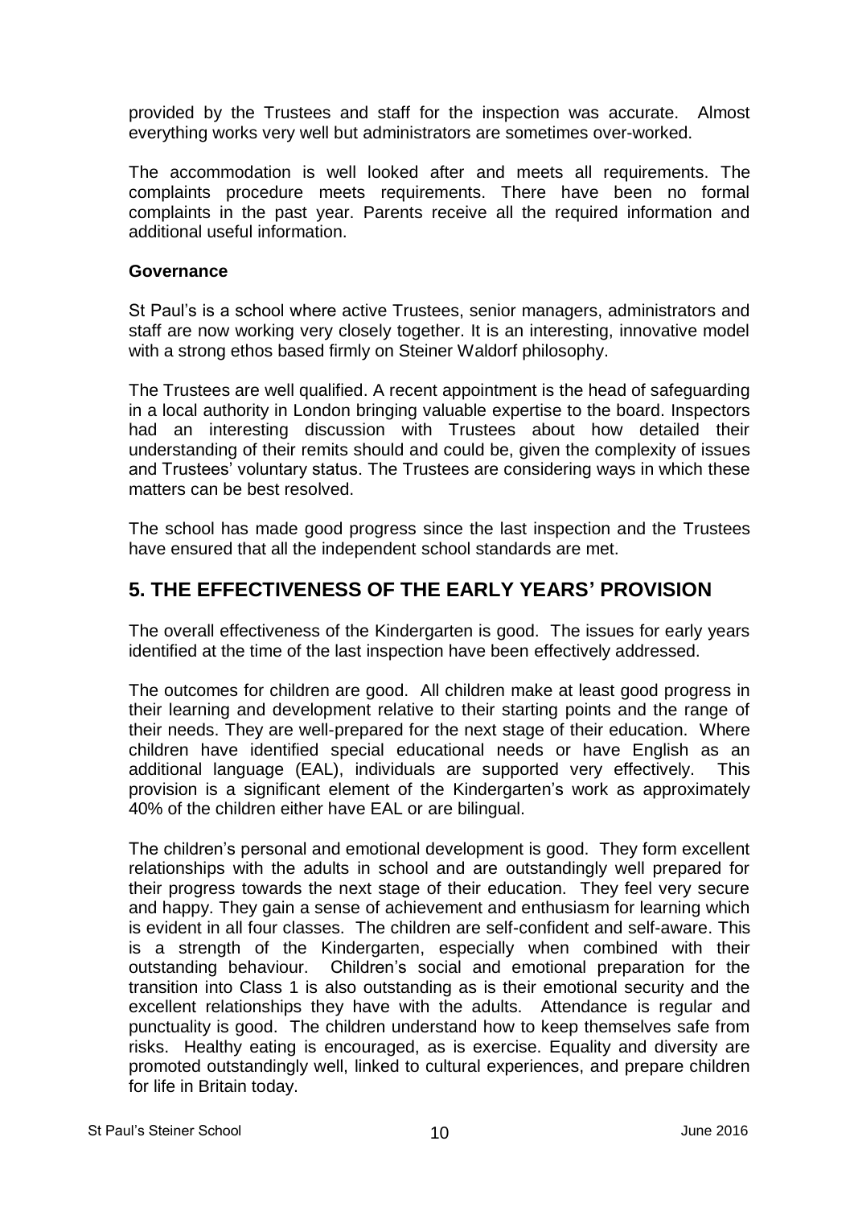provided by the Trustees and staff for the inspection was accurate. Almost everything works very well but administrators are sometimes over-worked.

The accommodation is well looked after and meets all requirements. The complaints procedure meets requirements. There have been no formal complaints in the past year. Parents receive all the required information and additional useful information.

**Governance**

St Paul's is a school where active Trustees, senior managers, administrators and staff are now working very closely together. It is an interesting, innovative model with a strong ethos based firmly on Steiner Waldorf philosophy.

The Trustees are well qualified. A recent appointment is the head of safeguarding in a local authority in London bringing valuable expertise to the board. Inspectors had an interesting discussion with Trustees about how detailed their understanding of their remits should and could be, given the complexity of issues and Trustees' voluntary status. The Trustees are considering ways in which these matters can be best resolved.

The school has made good progress since the last inspection and the Trustees have ensured that all the independent school standards are met.

## 5. THE EFFECTIVENESS OF THE EARLY YEARS' PROVISION

The overall effectiveness of the Kindergarten is good. The issues for early years identified at the time of the last inspection have been effectively addressed.

The outcomes for children are good. All children make at least good progress in their learning and development relative to their starting points and the range of their needs. They are well-prepared for the next stage of their education. Where children have identified special educational needs or have English as an additional language (EAL), individuals are supported very effectively. This provision is a significant element of the Kindergarten's work as approximately 40% of the children either have EAL or are bilingual.

The children's personal and emotional development is good. They form excellent relationships with the adults in school and are outstandingly well prepared for their progress towards the next stage of their education. They feel very secure and happy. They gain a sense of achievement and enthusiasm for learning which is evident in all four classes. The children are self-confident and self-aware. This is a strength of the Kindergarten, especially when combined with their outstanding behaviour. Children's social and emotional preparation for the transition into Class 1 is also outstanding as is their emotional security and the excellent relationships they have with the adults. Attendance is regular and punctuality is good. The children understand how to keep themselves safe from risks. Healthy eating is encouraged, as is exercise. Equality and diversity are promoted outstandingly well, linked to cultural experiences, and prepare children for life in Britain today.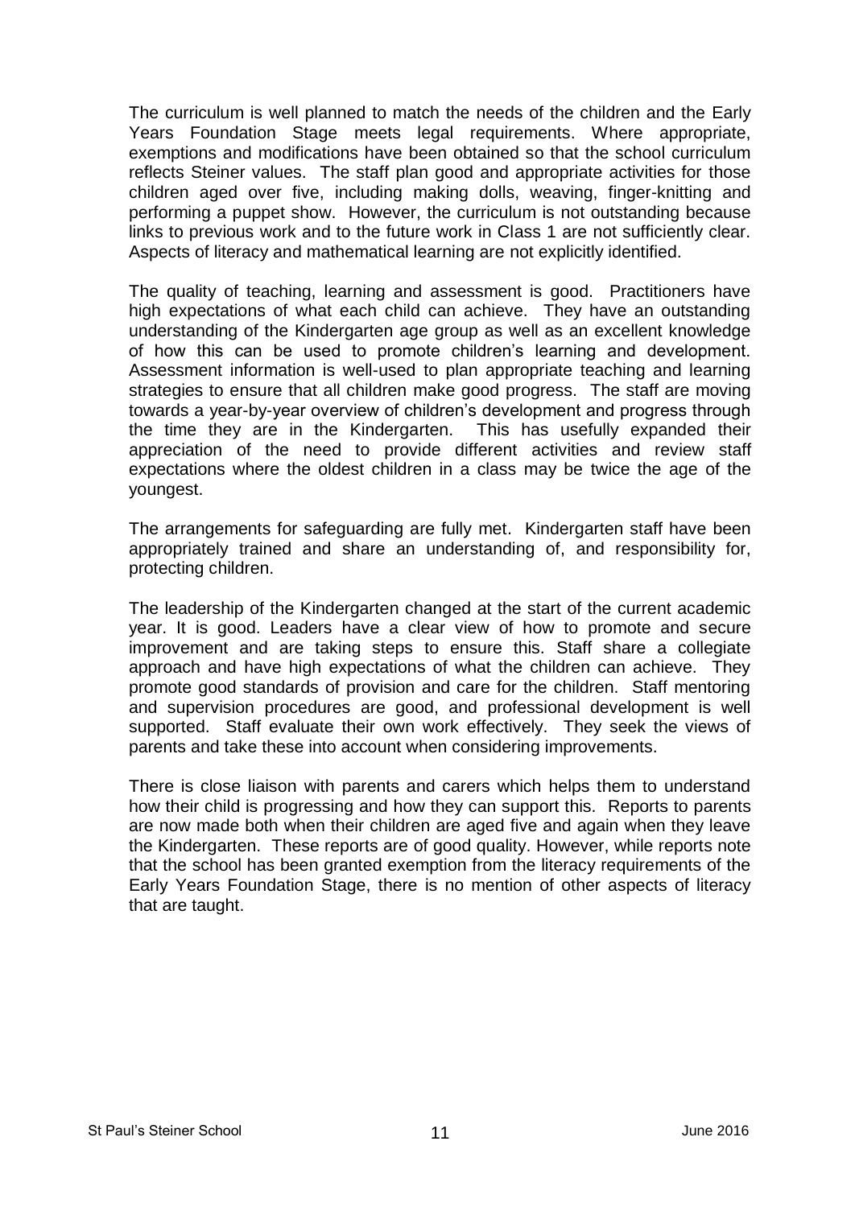The curriculum is well planned to match the needs of the children and the Early Years Foundation Stage meets legal requirements. Where appropriate, exemptions and modifications have been obtained so that the school curriculum reflects Steiner values. The staff plan good and appropriate activities for those children aged over five, including making dolls, weaving, finger-knitting and performing a puppet show. However, the curriculum is not outstanding because links to previous work and to the future work in Class 1 are not sufficiently clear. Aspects of literacy and mathematical learning are not explicitly identified.

The quality of teaching, learning and assessment is good. Practitioners have high expectations of what each child can achieve. They have an outstanding understanding of the Kindergarten age group as well as an excellent knowledge of how this can be used to promote children's learning and development. Assessment information is well-used to plan appropriate teaching and learning strategies to ensure that all children make good progress. The staff are moving towards a year-by-year overview of children's development and progress through the time they are in the Kindergarten. This has usefully expanded their appreciation of the need to provide different activities and review staff expectations where the oldest children in a class may be twice the age of the youngest.

The arrangements for safeguarding are fully met. Kindergarten staff have been appropriately trained and share an understanding of, and responsibility for, protecting children.

The leadership of the Kindergarten changed at the start of the current academic year. It is good. Leaders have a clear view of how to promote and secure improvement and are taking steps to ensure this. Staff share a collegiate approach and have high expectations of what the children can achieve. They promote good standards of provision and care for the children. Staff mentoring and supervision procedures are good, and professional development is well supported. Staff evaluate their own work effectively. They seek the views of parents and take these into account when considering improvements.

There is close liaison with parents and carers which helps them to understand how their child is progressing and how they can support this. Reports to parents are now made both when their children are aged five and again when they leave the Kindergarten. These reports are of good quality. However, while reports note that the school has been granted exemption from the literacy requirements of the Early Years Foundation Stage, there is no mention of other aspects of literacy that are taught.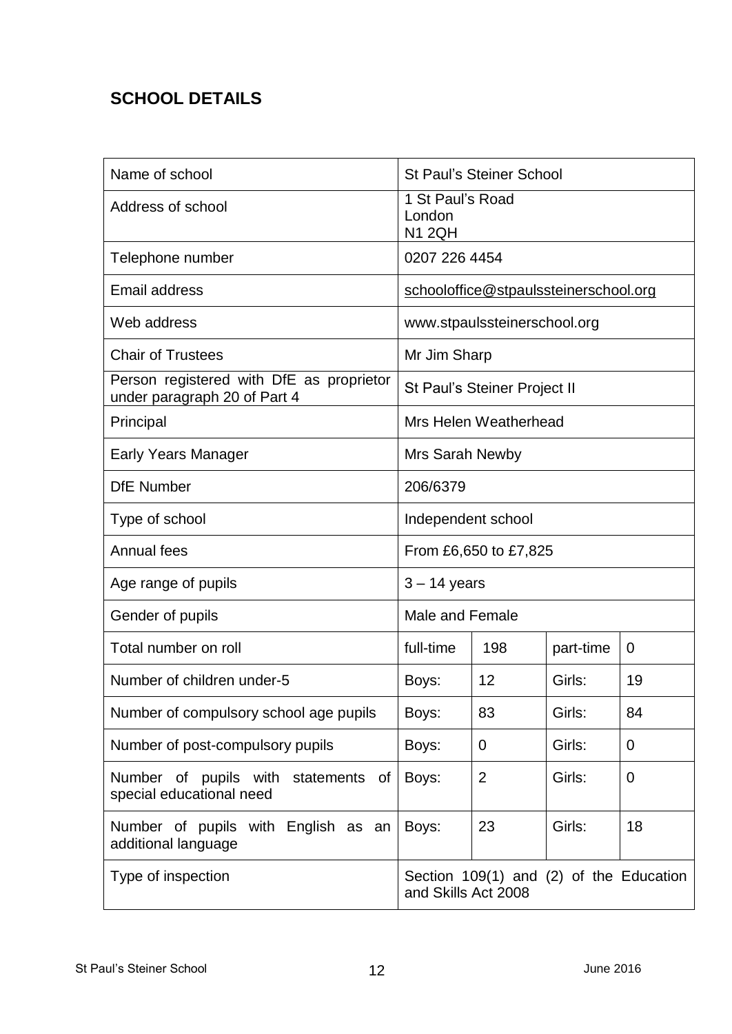## SCHOOL DETAILS

| | | | | |
|---|---|---|---|---|
| Name of school | St Paul's Steiner School | | | |
| Address of school | 1 St Paul's Road<br>London<br>N1 2QH | | | |
| Telephone number | 0207 226 4454 | | | |
| Email address | schooloffice@stpaulssteinerschool.org | | | |
| Web address | www.stpaulssteinerschool.org | | | |
| Chair of Trustees | Mr Jim Sharp | | | |
| Person registered with DfE as proprietor under paragraph 20 of Part 4 | St Paul's Steiner Project II | | | |
| Principal | Mrs Helen Weatherhead | | | |
| Early Years Manager | Mrs Sarah Newby | | | |
| DfE Number | 206/6379 | | | |
| Type of school | Independent school | | | |
| Annual fees | From £6,650 to £7,825 | | | |
| Age range of pupils | 3 – 14 years | | | |
| Gender of pupils | Male and Female | | | |
| Total number on roll | full-time | 198 | part-time | 0 |
| Number of children under-5 | Boys: | 12 | Girls: | 19 |
| Number of compulsory school age pupils | Boys: | 83 | Girls: | 84 |
| Number of post-compulsory pupils | Boys: | 0 | Girls: | 0 |
| Number of pupils with statements of special educational need | Boys: | 2 | Girls: | 0 |
| Number of pupils with English as an additional language | Boys: | 23 | Girls: | 18 |
| Type of inspection | Section 109(1) and (2) of the Education and Skills Act 2008 | | | |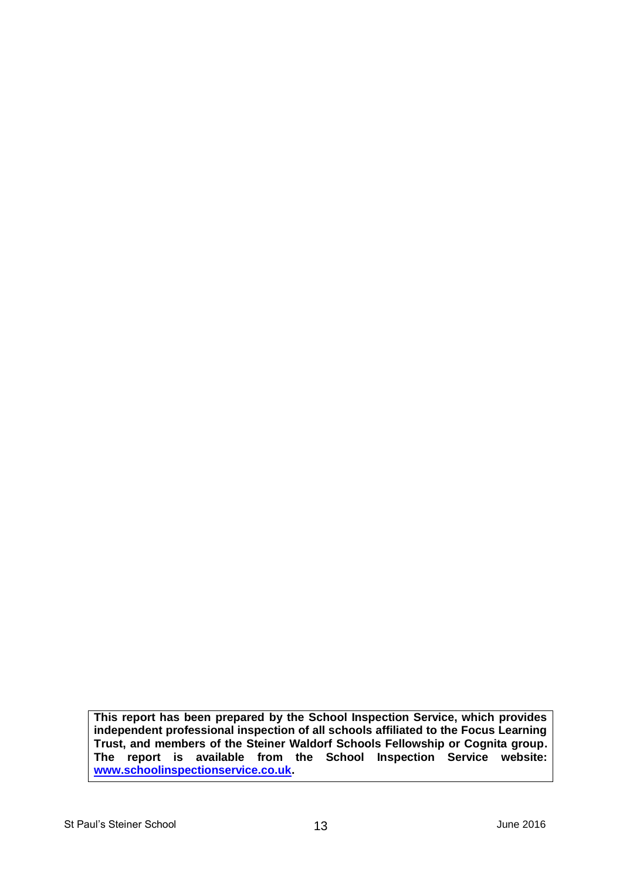**This report has been prepared by the School Inspection Service, which provides independent professional inspection of all schools affiliated to the Focus Learning Trust, and members of the Steiner Waldorf Schools Fellowship or Cognita group. The report is available from the School Inspection Service website: [www.schoolinspectionservice.co.uk](http://www.schoolinspectionservice.co.uk).**